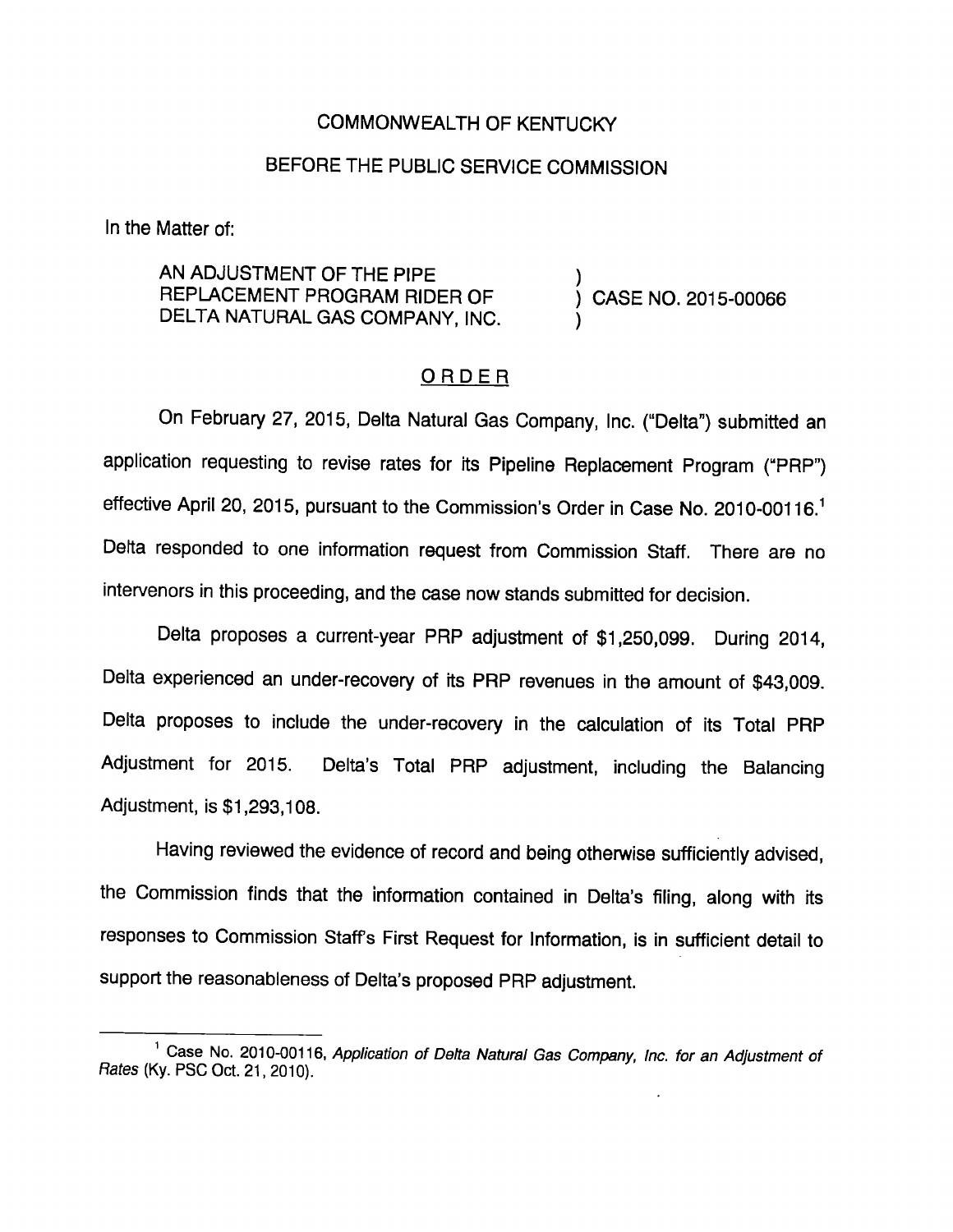COMMONWEALTH OF KENTUCKY

BEFORE THE PUBLIC SERVICE COMMISSION

In the Matter of:

| | | |
|---|---|---|
| AN ADJUSTMENT OF THE PIPE REPLACEMENT PROGRAM RIDER OF DELTA NATURAL GAS COMPANY, INC. | ) ) ) | CASE NO. 2015-00066 |

## ORDER

On February 27, 2015, Delta Natural Gas Company, Inc. ("Delta") submitted an application requesting to revise rates for its Pipeline Replacement Program ("PRP") effective April 20, 2015, pursuant to the Commission's Order in Case No. 2010-00116.[1] Delta responded to one information request from Commission Staff. There are no intervenors in this proceeding, and the case now stands submitted for decision.

Delta proposes a current-year PRP adjustment of $1,250,099. During 2014, Delta experienced an under-recovery of its PRP revenues in the amount of $43,009. Delta proposes to include the under-recovery in the calculation of its Total PRP Adjustment for 2015. Delta's Total PRP adjustment, including the Balancing Adjustment, is $1,293,108.

Having reviewed the evidence of record and being otherwise sufficiently advised, the Commission finds that the information contained in Delta's filing, along with its responses to Commission Staff's First Request for Information, is in sufficient detail to support the reasonableness of Delta's proposed PRP adjustment.

---

[1] Case No. 2010-00116, *Application of Delta Natural Gas Company, Inc. for an Adjustment of Rates* (Ky. PSC Oct. 21, 2010).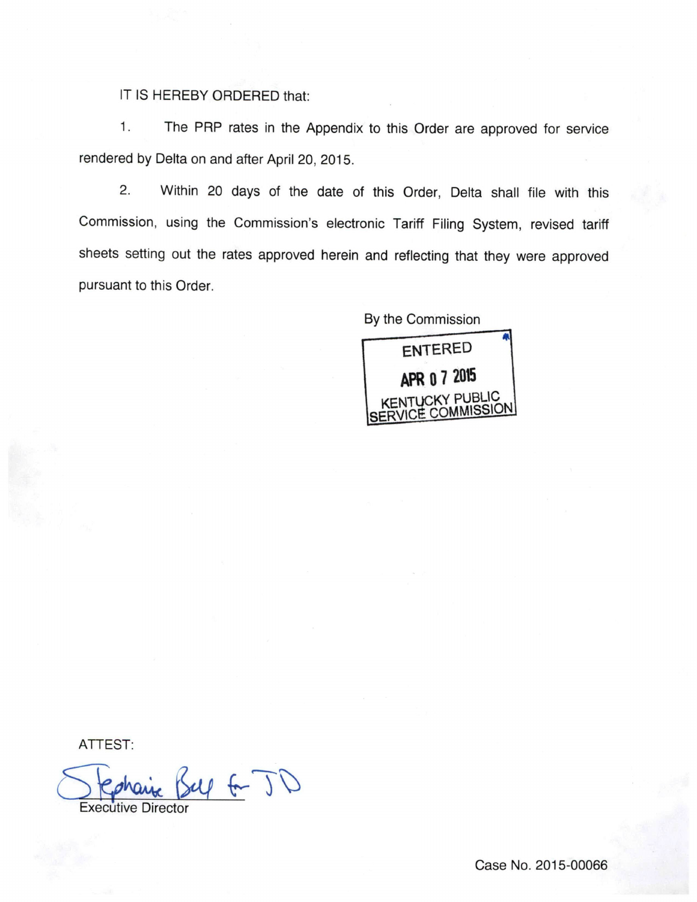IT IS HEREBY ORDERED that:

1. The PRP rates in the Appendix to this Order are approved for service rendered by Delta on and after April 20, 2015.

2. Within 20 days of the date of this Order, Delta shall file with this Commission, using the Commission's electronic Tariff Filing System, revised tariff sheets setting out the rates approved herein and reflecting that they were approved pursuant to this Order.

By the Commission

ENTERED
APR 07 2015
KENTUCKY PUBLIC SERVICE COMMISSION

ATTEST:

Stephanie Bell for JD
Executive Director

Case No. 2015-00066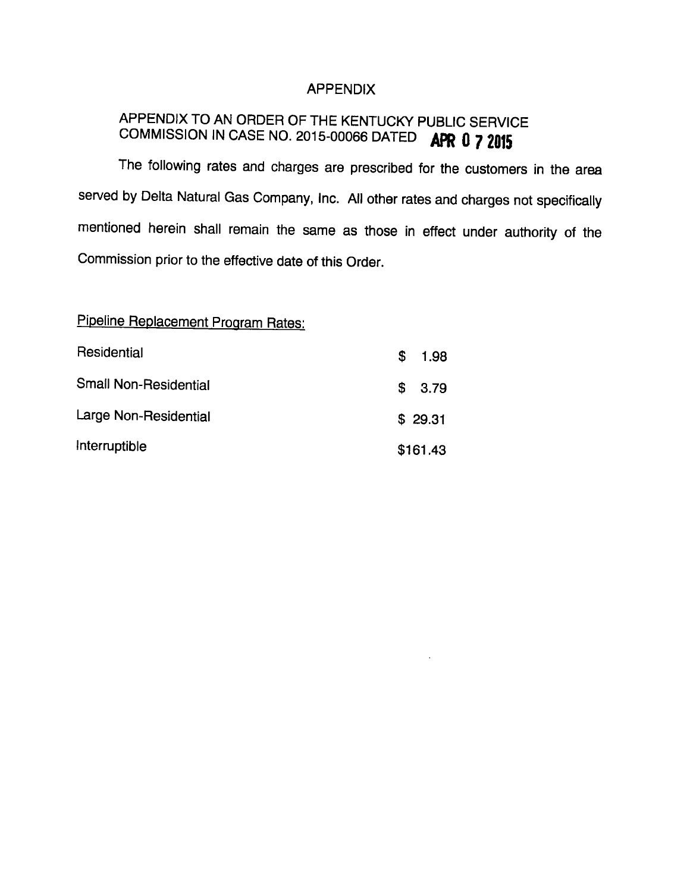# APPENDIX

## APPENDIX TO AN ORDER OF THE KENTUCKY PUBLIC SERVICE COMMISSION IN CASE NO. 2015-00066 DATED APR 0 7 2015

The following rates and charges are prescribed for the customers in the area served by Delta Natural Gas Company, Inc. All other rates and charges not specifically mentioned herein shall remain the same as those in effect under authority of the Commission prior to the effective date of this Order.

Pipeline Replacement Program Rates:

| | |
|---|---|
| Residential | $ 1.98 |
| Small Non-Residential | $ 3.79 |
| Large Non-Residential | $ 29.31 |
| Interruptible | $161.43 |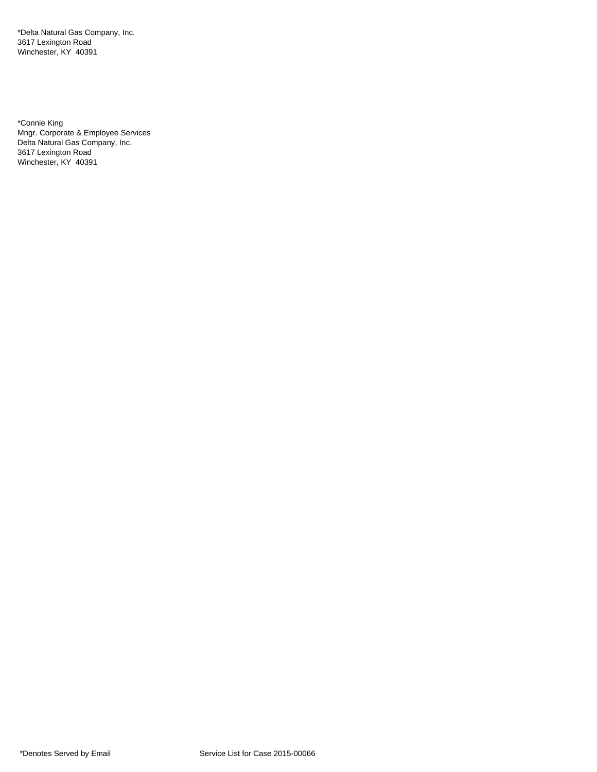*Delta Natural Gas Company, Inc.
3617 Lexington Road
Winchester, KY  40391

*Connie King
Mngr. Corporate & Employee Services
Delta Natural Gas Company, Inc.
3617 Lexington Road
Winchester, KY  40391

*Denotes Served by Email

Service List for Case 2015-00066